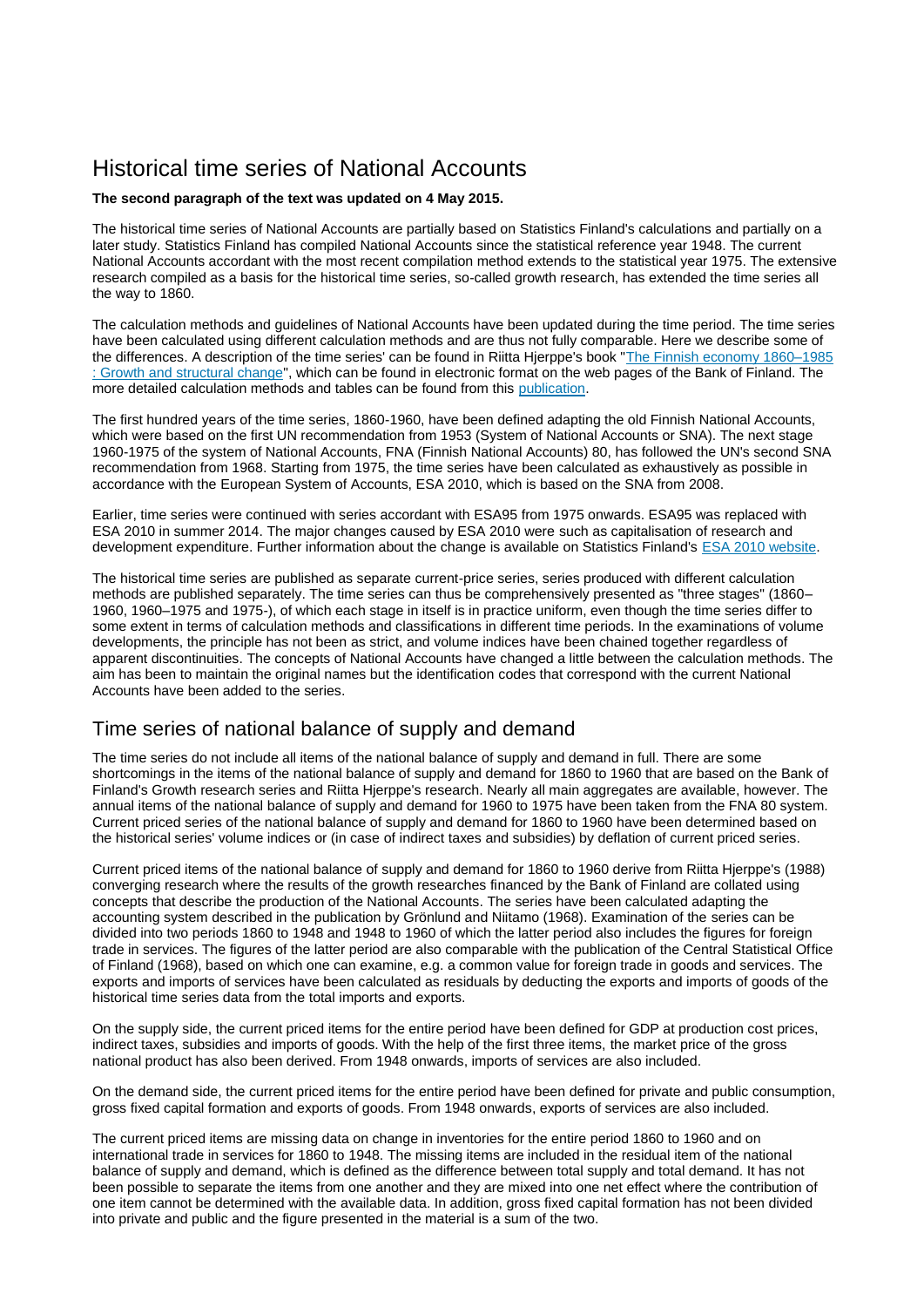# Historical time series of National Accounts

**The second paragraph of the text was updated on 4 May 2015.**

The historical time series of National Accounts are partially based on Statistics Finland's calculations and partially on a later study. Statistics Finland has compiled National Accounts since the statistical reference year 1948. The current National Accounts accordant with the most recent compilation method extends to the statistical year 1975. The extensive research compiled as a basis for the historical time series, so-called growth research, has extended the time series all the way to 1860.

The calculation methods and guidelines of National Accounts have been updated during the time period. The time series have been calculated using different calculation methods and are thus not fully comparable. Here we describe some of the differences. A description of the time series' can be found in Riitta Hjerppe's book "The Finnish economy 1860–1985 : Growth and structural change", which can be found in electronic format on the web pages of the Bank of Finland. The more detailed calculation methods and tables can be found from this publication.

The first hundred years of the time series, 1860-1960, have been defined adapting the old Finnish National Accounts, which were based on the first UN recommendation from 1953 (System of National Accounts or SNA). The next stage 1960-1975 of the system of National Accounts, FNA (Finnish National Accounts) 80, has followed the UN's second SNA recommendation from 1968. Starting from 1975, the time series have been calculated as exhaustively as possible in accordance with the European System of Accounts, ESA 2010, which is based on the SNA from 2008.

Earlier, time series were continued with series accordant with ESA95 from 1975 onwards. ESA95 was replaced with ESA 2010 in summer 2014. The major changes caused by ESA 2010 were such as capitalisation of research and development expenditure. Further information about the change is available on Statistics Finland's ESA 2010 website.

The historical time series are published as separate current-price series, series produced with different calculation methods are published separately. The time series can thus be comprehensively presented as "three stages" (1860–1960, 1960–1975 and 1975-), of which each stage in itself is in practice uniform, even though the time series differ to some extent in terms of calculation methods and classifications in different time periods. In the examinations of volume developments, the principle has not been as strict, and volume indices have been chained together regardless of apparent discontinuities. The concepts of National Accounts have changed a little between the calculation methods. The aim has been to maintain the original names but the identification codes that correspond with the current National Accounts have been added to the series.

## Time series of national balance of supply and demand

The time series do not include all items of the national balance of supply and demand in full. There are some shortcomings in the items of the national balance of supply and demand for 1860 to 1960 that are based on the Bank of Finland's Growth research series and Riitta Hjerppe's research. Nearly all main aggregates are available, however. The annual items of the national balance of supply and demand for 1960 to 1975 have been taken from the FNA 80 system. Current priced series of the national balance of supply and demand for 1860 to 1960 have been determined based on the historical series' volume indices or (in case of indirect taxes and subsidies) by deflation of current priced series.

Current priced items of the national balance of supply and demand for 1860 to 1960 derive from Riitta Hjerppe's (1988) converging research where the results of the growth researches financed by the Bank of Finland are collated using concepts that describe the production of the National Accounts. The series have been calculated adapting the accounting system described in the publication by Grönlund and Niitamo (1968). Examination of the series can be divided into two periods 1860 to 1948 and 1948 to 1960 of which the latter period also includes the figures for foreign trade in services. The figures of the latter period are also comparable with the publication of the Central Statistical Office of Finland (1968), based on which one can examine, e.g. a common value for foreign trade in goods and services. The exports and imports of services have been calculated as residuals by deducting the exports and imports of goods of the historical time series data from the total imports and exports.

On the supply side, the current priced items for the entire period have been defined for GDP at production cost prices, indirect taxes, subsidies and imports of goods. With the help of the first three items, the market price of the gross national product has also been derived. From 1948 onwards, imports of services are also included.

On the demand side, the current priced items for the entire period have been defined for private and public consumption, gross fixed capital formation and exports of goods. From 1948 onwards, exports of services are also included.

The current priced items are missing data on change in inventories for the entire period 1860 to 1960 and on international trade in services for 1860 to 1948. The missing items are included in the residual item of the national balance of supply and demand, which is defined as the difference between total supply and total demand. It has not been possible to separate the items from one another and they are mixed into one net effect where the contribution of one item cannot be determined with the available data. In addition, gross fixed capital formation has not been divided into private and public and the figure presented in the material is a sum of the two.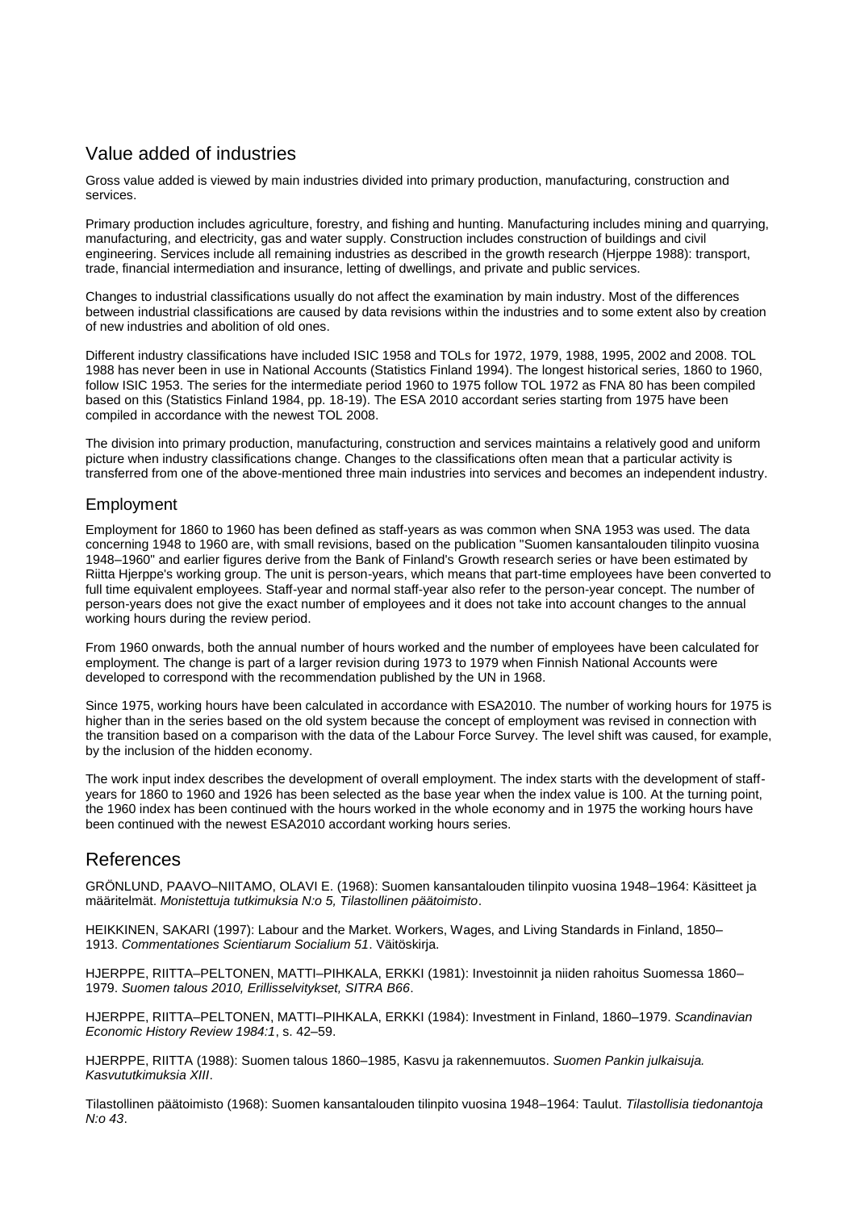## Value added of industries

Gross value added is viewed by main industries divided into primary production, manufacturing, construction and services.

Primary production includes agriculture, forestry, and fishing and hunting. Manufacturing includes mining and quarrying, manufacturing, and electricity, gas and water supply. Construction includes construction of buildings and civil engineering. Services include all remaining industries as described in the growth research (Hjerppe 1988): transport, trade, financial intermediation and insurance, letting of dwellings, and private and public services.

Changes to industrial classifications usually do not affect the examination by main industry. Most of the differences between industrial classifications are caused by data revisions within the industries and to some extent also by creation of new industries and abolition of old ones.

Different industry classifications have included ISIC 1958 and TOLs for 1972, 1979, 1988, 1995, 2002 and 2008. TOL 1988 has never been in use in National Accounts (Statistics Finland 1994). The longest historical series, 1860 to 1960, follow ISIC 1953. The series for the intermediate period 1960 to 1975 follow TOL 1972 as FNA 80 has been compiled based on this (Statistics Finland 1984, pp. 18-19). The ESA 2010 accordant series starting from 1975 have been compiled in accordance with the newest TOL 2008.

The division into primary production, manufacturing, construction and services maintains a relatively good and uniform picture when industry classifications change. Changes to the classifications often mean that a particular activity is transferred from one of the above-mentioned three main industries into services and becomes an independent industry.

## Employment

Employment for 1860 to 1960 has been defined as staff-years as was common when SNA 1953 was used. The data concerning 1948 to 1960 are, with small revisions, based on the publication "Suomen kansantalouden tilinpito vuosina 1948–1960" and earlier figures derive from the Bank of Finland's Growth research series or have been estimated by Riitta Hjerppe's working group. The unit is person-years, which means that part-time employees have been converted to full time equivalent employees. Staff-year and normal staff-year also refer to the person-year concept. The number of person-years does not give the exact number of employees and it does not take into account changes to the annual working hours during the review period.

From 1960 onwards, both the annual number of hours worked and the number of employees have been calculated for employment. The change is part of a larger revision during 1973 to 1979 when Finnish National Accounts were developed to correspond with the recommendation published by the UN in 1968.

Since 1975, working hours have been calculated in accordance with ESA2010. The number of working hours for 1975 is higher than in the series based on the old system because the concept of employment was revised in connection with the transition based on a comparison with the data of the Labour Force Survey. The level shift was caused, for example, by the inclusion of the hidden economy.

The work input index describes the development of overall employment. The index starts with the development of staff-years for 1860 to 1960 and 1926 has been selected as the base year when the index value is 100. At the turning point, the 1960 index has been continued with the hours worked in the whole economy and in 1975 the working hours have been continued with the newest ESA2010 accordant working hours series.

## References

GRÖNLUND, PAAVO–NIITAMO, OLAVI E. (1968): Suomen kansantalouden tilinpito vuosina 1948–1964: Käsitteet ja määritelmät. *Monistettuja tutkimuksia N:o 5, Tilastollinen päätoimisto*.

HEIKKINEN, SAKARI (1997): Labour and the Market. Workers, Wages, and Living Standards in Finland, 1850–1913. *Commentationes Scientiarum Socialium 51*. Väitöskirja.

HJERPPE, RIITTA–PELTONEN, MATTI–PIHKALA, ERKKI (1981): Investoinnit ja niiden rahoitus Suomessa 1860–1979. *Suomen talous 2010, Erillisselvitykset, SITRA B66*.

HJERPPE, RIITTA–PELTONEN, MATTI–PIHKALA, ERKKI (1984): Investment in Finland, 1860–1979. *Scandinavian Economic History Review 1984:1*, s. 42–59.

HJERPPE, RIITTA (1988): Suomen talous 1860–1985, Kasvu ja rakennemuutos. *Suomen Pankin julkaisuja. Kasvututkimuksia XIII*.

Tilastollinen päätoimisto (1968): Suomen kansantalouden tilinpito vuosina 1948–1964: Taulut. *Tilastollisia tiedonantoja N:o 43*.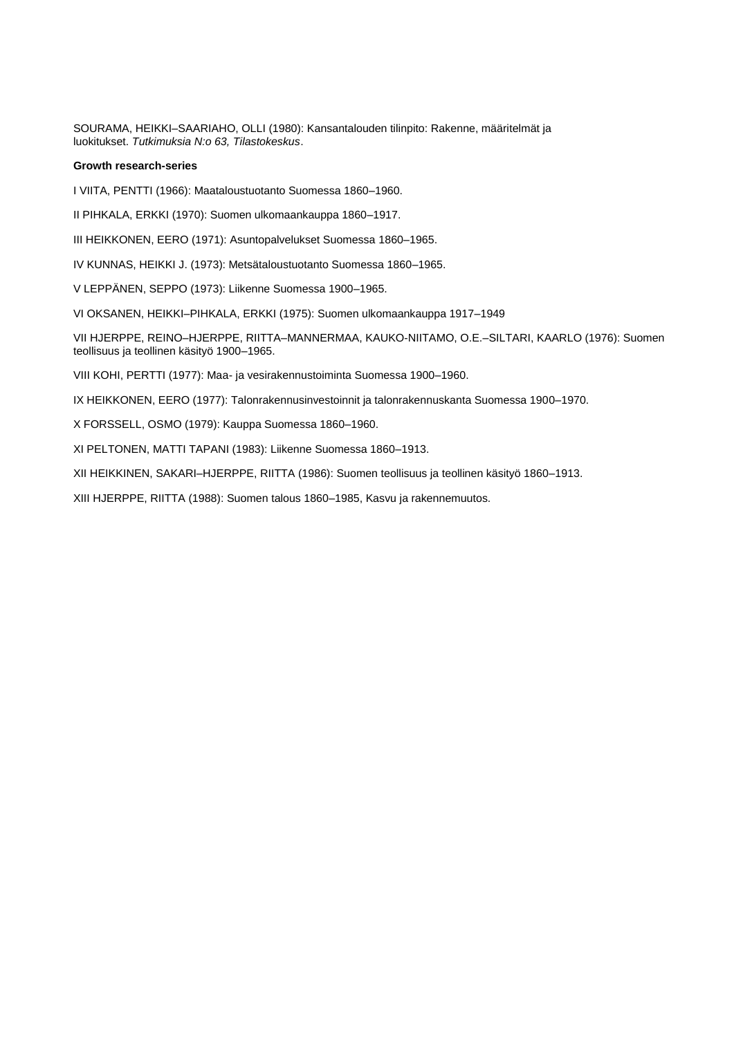SOURAMA, HEIKKI–SAARIAHO, OLLI (1980): Kansantalouden tilinpito: Rakenne, määritelmät ja luokitukset. *Tutkimuksia N:o 63, Tilastokeskus*.

**Growth research-series**

I VIITA, PENTTI (1966): Maataloustuotanto Suomessa 1860–1960.

II PIHKALA, ERKKI (1970): Suomen ulkomaankauppa 1860–1917.

III HEIKKONEN, EERO (1971): Asuntopalvelukset Suomessa 1860–1965.

IV KUNNAS, HEIKKI J. (1973): Metsätaloustuotanto Suomessa 1860–1965.

V LEPPÄNEN, SEPPO (1973): Liikenne Suomessa 1900–1965.

VI OKSANEN, HEIKKI–PIHKALA, ERKKI (1975): Suomen ulkomaankauppa 1917–1949

VII HJERPPE, REINO–HJERPPE, RIITTA–MANNERMAA, KAUKO-NIITAMO, O.E.–SILTARI, KAARLO (1976): Suomen teollisuus ja teollinen käsityö 1900–1965.

VIII KOHI, PERTTI (1977): Maa- ja vesirakennustoiminta Suomessa 1900–1960.

IX HEIKKONEN, EERO (1977): Talonrakennusinvestoinnit ja talonrakennuskanta Suomessa 1900–1970.

X FORSSELL, OSMO (1979): Kauppa Suomessa 1860–1960.

XI PELTONEN, MATTI TAPANI (1983): Liikenne Suomessa 1860–1913.

XII HEIKKINEN, SAKARI–HJERPPE, RIITTA (1986): Suomen teollisuus ja teollinen käsityö 1860–1913.

XIII HJERPPE, RIITTA (1988): Suomen talous 1860–1985, Kasvu ja rakennemuutos.